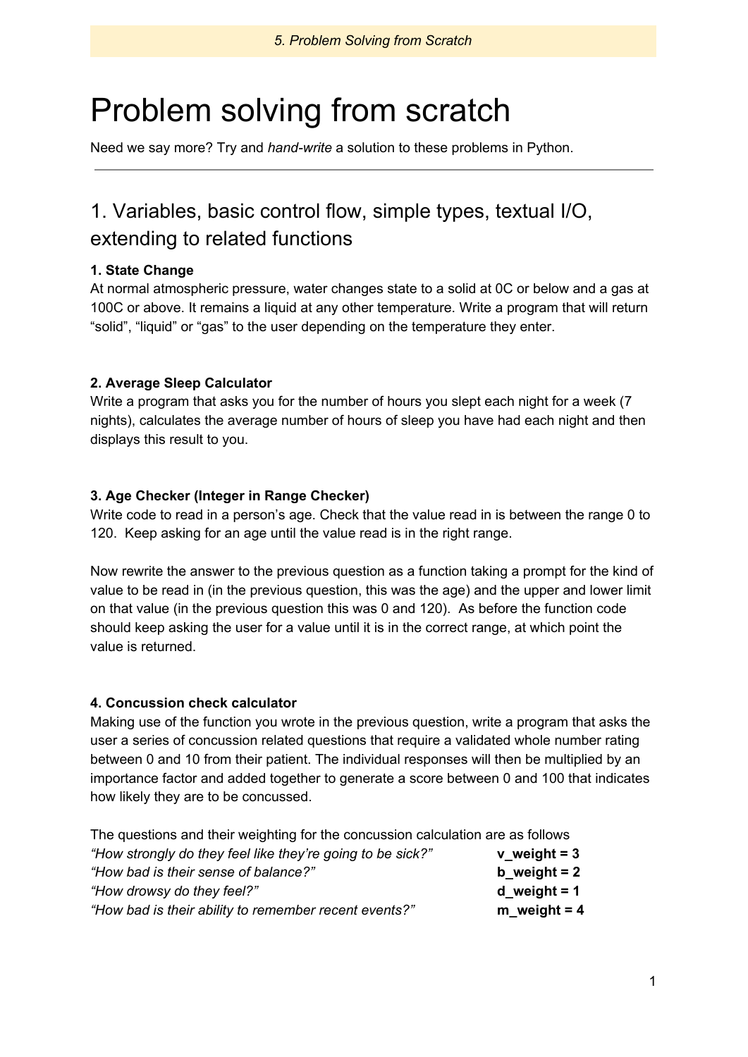# Problem solving from scratch

Need we say more? Try and *hand-write* a solution to these problems in Python.

---

## 1. Variables, basic control flow, simple types, textual I/O, extending to related functions

**1. State Change**

At normal atmospheric pressure, water changes state to a solid at 0C or below and a gas at 100C or above. It remains a liquid at any other temperature. Write a program that will return "solid", "liquid" or "gas" to the user depending on the temperature they enter.

**2. Average Sleep Calculator**

Write a program that asks you for the number of hours you slept each night for a week (7 nights), calculates the average number of hours of sleep you have had each night and then displays this result to you.

**3. Age Checker (Integer in Range Checker)**

Write code to read in a person's age. Check that the value read in is between the range 0 to 120. Keep asking for an age until the value read is in the right range.

Now rewrite the answer to the previous question as a function taking a prompt for the kind of value to be read in (in the previous question, this was the age) and the upper and lower limit on that value (in the previous question this was 0 and 120). As before the function code should keep asking the user for a value until it is in the correct range, at which point the value is returned.

**4. Concussion check calculator**

Making use of the function you wrote in the previous question, write a program that asks the user a series of concussion related questions that require a validated whole number rating between 0 and 10 from their patient. The individual responses will then be multiplied by an importance factor and added together to generate a score between 0 and 100 that indicates how likely they are to be concussed.

The questions and their weighting for the concussion calculation are as follows

| | |
|---|---|
| *"How strongly do they feel like they're going to be sick?"* | **v_weight = 3** |
| *"How bad is their sense of balance?"* | **b_weight = 2** |
| *"How drowsy do they feel?"* | **d_weight = 1** |
| *"How bad is their ability to remember recent events?"* | **m_weight = 4** |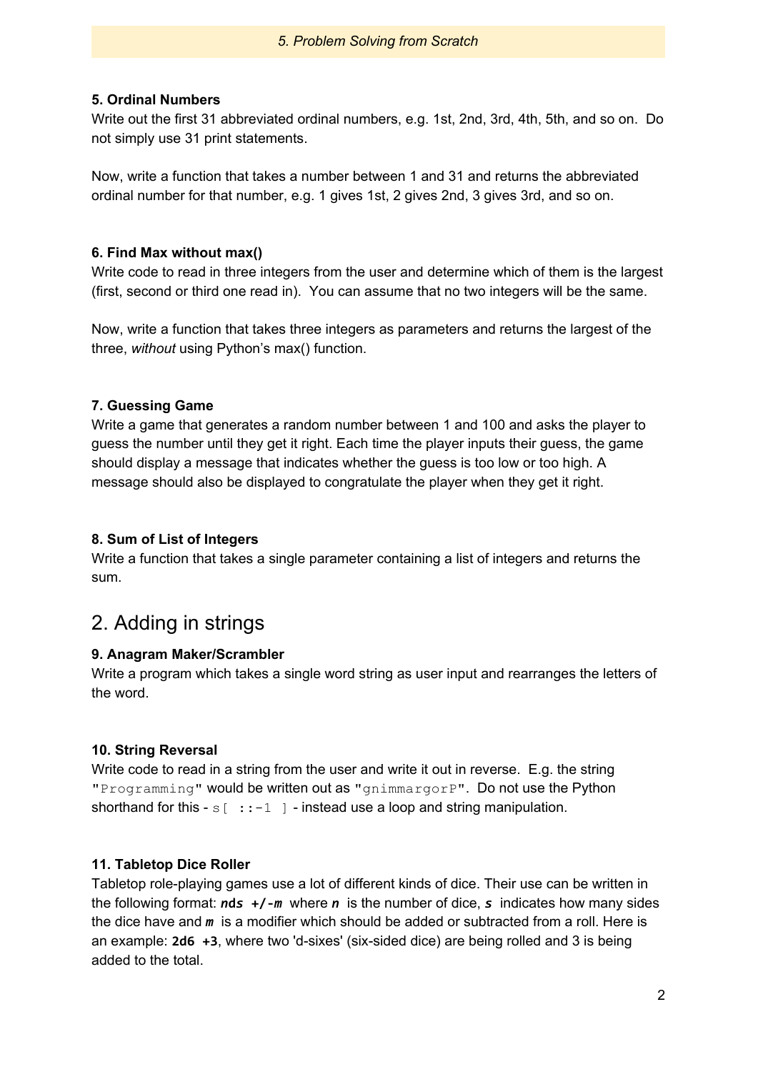### 5. Ordinal Numbers

Write out the first 31 abbreviated ordinal numbers, e.g. 1st, 2nd, 3rd, 4th, 5th, and so on. Do not simply use 31 print statements.

Now, write a function that takes a number between 1 and 31 and returns the abbreviated ordinal number for that number, e.g. 1 gives 1st, 2 gives 2nd, 3 gives 3rd, and so on.

### 6. Find Max without max()

Write code to read in three integers from the user and determine which of them is the largest (first, second or third one read in). You can assume that no two integers will be the same.

Now, write a function that takes three integers as parameters and returns the largest of the three, *without* using Python's max() function.

### 7. Guessing Game

Write a game that generates a random number between 1 and 100 and asks the player to guess the number until they get it right. Each time the player inputs their guess, the game should display a message that indicates whether the guess is too low or too high. A message should also be displayed to congratulate the player when they get it right.

### 8. Sum of List of Integers

Write a function that takes a single parameter containing a list of integers and returns the sum.

## 2. Adding in strings

### 9. Anagram Maker/Scrambler

Write a program which takes a single word string as user input and rearranges the letters of the word.

### 10. String Reversal

Write code to read in a string from the user and write it out in reverse. E.g. the string `"Programming"` would be written out as `"gnimmargorP"`. Do not use the Python shorthand for this - `s[ ::-1 ]` - instead use a loop and string manipulation.

### 11. Tabletop Dice Roller

Tabletop role-playing games use a lot of different kinds of dice. Their use can be written in the following format: ***nds +/-m*** where ***n*** is the number of dice, ***s*** indicates how many sides the dice have and ***m*** is a modifier which should be added or subtracted from a roll. Here is an example: **`2d6 +3`**, where two 'd-sixes' (six-sided dice) are being rolled and 3 is being added to the total.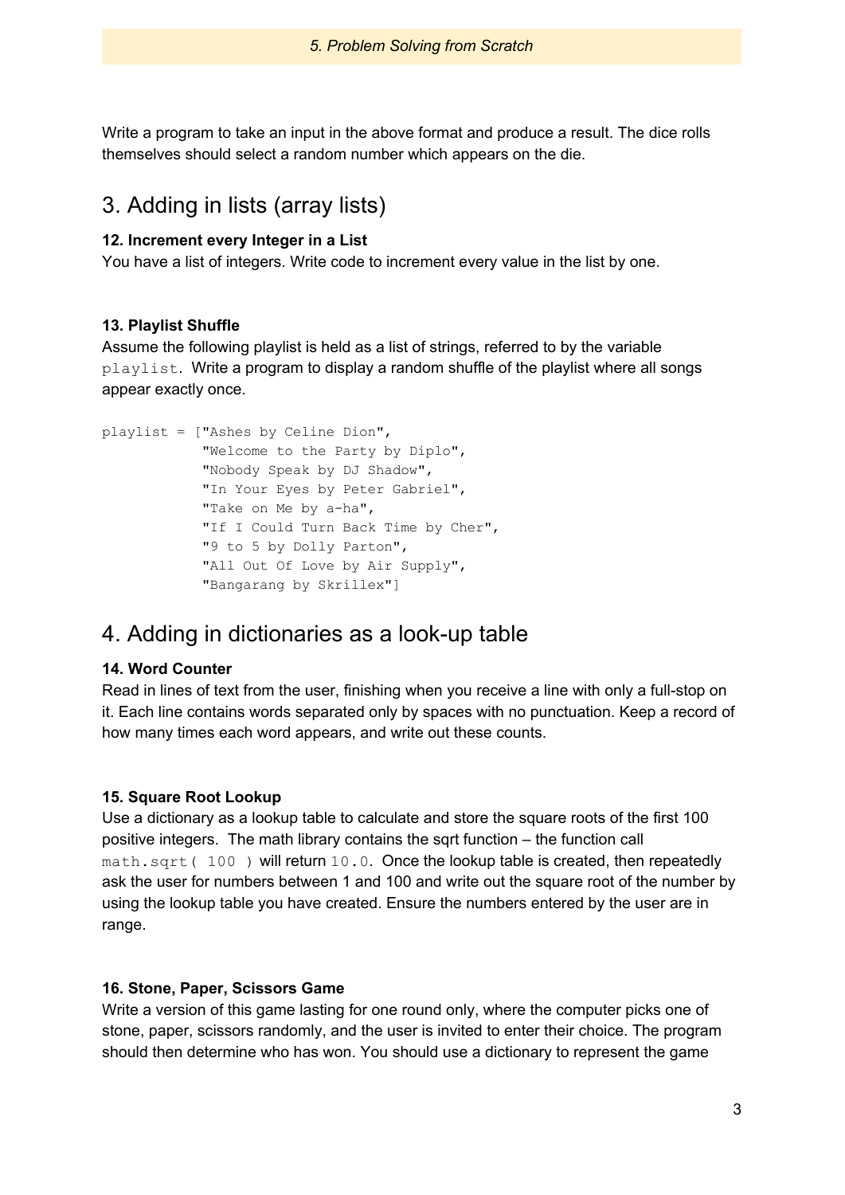Write a program to take an input in the above format and produce a result. The dice rolls themselves should select a random number which appears on the die.

## 3. Adding in lists (array lists)

**12. Increment every Integer in a List**

You have a list of integers. Write code to increment every value in the list by one.

**13. Playlist Shuffle**

Assume the following playlist is held as a list of strings, referred to by the variable `playlist`. Write a program to display a random shuffle of the playlist where all songs appear exactly once.

```
playlist = ["Ashes by Celine Dion",
            "Welcome to the Party by Diplo",
            "Nobody Speak by DJ Shadow",
            "In Your Eyes by Peter Gabriel",
            "Take on Me by a-ha",
            "If I Could Turn Back Time by Cher",
            "9 to 5 by Dolly Parton",
            "All Out Of Love by Air Supply",
            "Bangarang by Skrillex"]
```

## 4. Adding in dictionaries as a look-up table

**14. Word Counter**

Read in lines of text from the user, finishing when you receive a line with only a full-stop on it. Each line contains words separated only by spaces with no punctuation. Keep a record of how many times each word appears, and write out these counts.

**15. Square Root Lookup**

Use a dictionary as a lookup table to calculate and store the square roots of the first 100 positive integers. The math library contains the sqrt function – the function call `math.sqrt( 100 )` will return `10.0`. Once the lookup table is created, then repeatedly ask the user for numbers between 1 and 100 and write out the square root of the number by using the lookup table you have created. Ensure the numbers entered by the user are in range.

**16. Stone, Paper, Scissors Game**

Write a version of this game lasting for one round only, where the computer picks one of stone, paper, scissors randomly, and the user is invited to enter their choice. The program should then determine who has won. You should use a dictionary to represent the game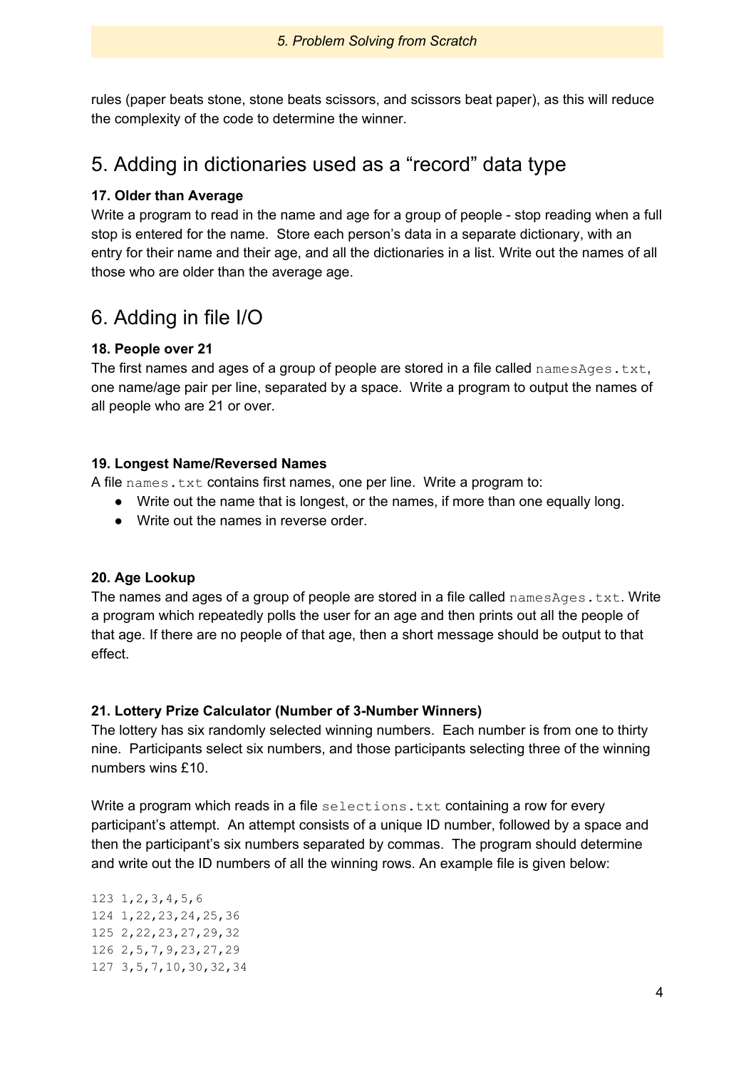rules (paper beats stone, stone beats scissors, and scissors beat paper), as this will reduce the complexity of the code to determine the winner.

## 5. Adding in dictionaries used as a “record” data type

**17. Older than Average**

Write a program to read in the name and age for a group of people - stop reading when a full stop is entered for the name. Store each person’s data in a separate dictionary, with an entry for their name and their age, and all the dictionaries in a list. Write out the names of all those who are older than the average age.

## 6. Adding in file I/O

**18. People over 21**

The first names and ages of a group of people are stored in a file called `namesAges.txt`, one name/age pair per line, separated by a space. Write a program to output the names of all people who are 21 or over.

**19. Longest Name/Reversed Names**

A file `names.txt` contains first names, one per line. Write a program to:

- Write out the name that is longest, or the names, if more than one equally long.
- Write out the names in reverse order.

**20. Age Lookup**

The names and ages of a group of people are stored in a file called `namesAges.txt`. Write a program which repeatedly polls the user for an age and then prints out all the people of that age. If there are no people of that age, then a short message should be output to that effect.

**21. Lottery Prize Calculator (Number of 3-Number Winners)**

The lottery has six randomly selected winning numbers. Each number is from one to thirty nine. Participants select six numbers, and those participants selecting three of the winning numbers wins £10.

Write a program which reads in a file `selections.txt` containing a row for every participant’s attempt. An attempt consists of a unique ID number, followed by a space and then the participant’s six numbers separated by commas. The program should determine and write out the ID numbers of all the winning rows. An example file is given below:

```
123 1,2,3,4,5,6
124 1,22,23,24,25,36
125 2,22,23,27,29,32
126 2,5,7,9,23,27,29
127 3,5,7,10,30,32,34
```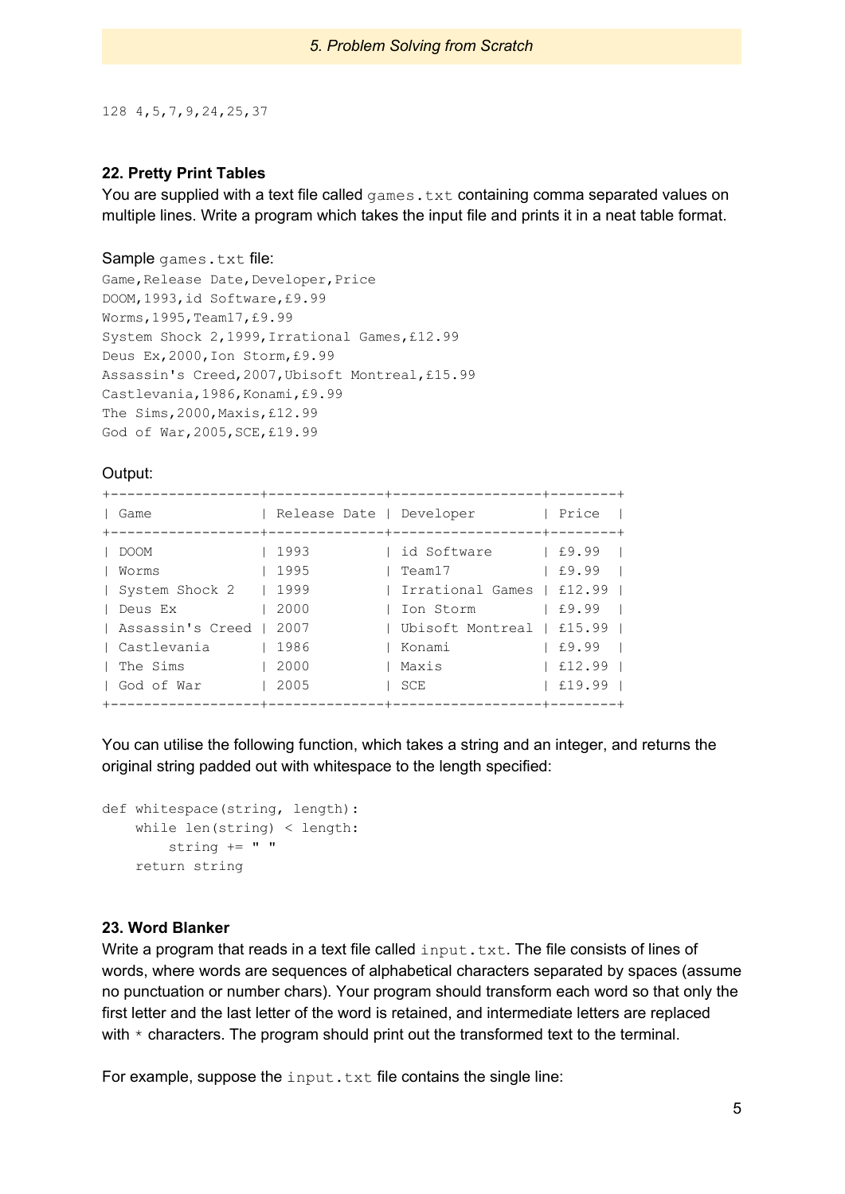```
128 4,5,7,9,24,25,37
```

**22. Pretty Print Tables**

You are supplied with a text file called `games.txt` containing comma separated values on multiple lines. Write a program which takes the input file and prints it in a neat table format.

Sample `games.txt` file:

```
Game,Release Date,Developer,Price
DOOM,1993,id Software,£9.99
Worms,1995,Team17,£9.99
System Shock 2,1999,Irrational Games,£12.99
Deus Ex,2000,Ion Storm,£9.99
Assassin's Creed,2007,Ubisoft Montreal,£15.99
Castlevania,1986,Konami,£9.99
The Sims,2000,Maxis,£12.99
God of War,2005,SCE,£19.99
```

Output:

```
+------------------+--------------+------------------+--------+
| Game             | Release Date | Developer        | Price  |
+------------------+--------------+------------------+--------+
| DOOM             | 1993         | id Software      | £9.99  |
| Worms            | 1995         | Team17           | £9.99  |
| System Shock 2   | 1999         | Irrational Games | £12.99 |
| Deus Ex          | 2000         | Ion Storm        | £9.99  |
| Assassin's Creed | 2007         | Ubisoft Montreal | £15.99 |
| Castlevania      | 1986         | Konami           | £9.99  |
| The Sims         | 2000         | Maxis            | £12.99 |
| God of War       | 2005         | SCE              | £19.99 |
+------------------+--------------+------------------+--------+
```

You can utilise the following function, which takes a string and an integer, and returns the original string padded out with whitespace to the length specified:

```
def whitespace(string, length):
    while len(string) < length:
        string += " "
    return string
```

**23. Word Blanker**

Write a program that reads in a text file called `input.txt`. The file consists of lines of words, where words are sequences of alphabetical characters separated by spaces (assume no punctuation or number chars). Your program should transform each word so that only the first letter and the last letter of the word is retained, and intermediate letters are replaced with `*` characters. The program should print out the transformed text to the terminal.

For example, suppose the `input.txt` file contains the single line: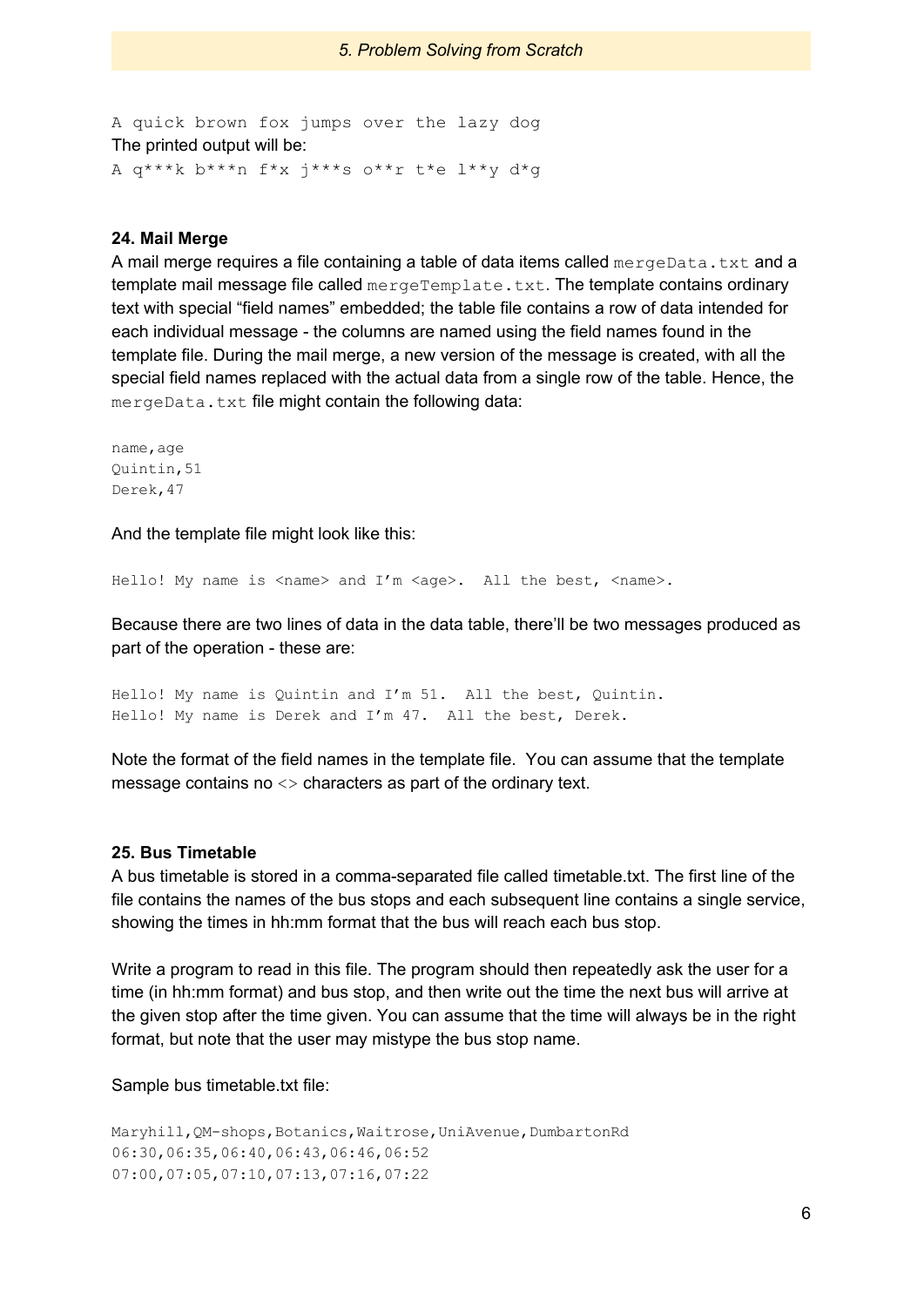```
A quick brown fox jumps over the lazy dog
```

The printed output will be:

```
A q***k b***n f*x j***s o**r t*e l**y d*g
```

### 24. Mail Merge

A mail merge requires a file containing a table of data items called `mergeData.txt` and a template mail message file called `mergeTemplate.txt`. The template contains ordinary text with special “field names” embedded; the table file contains a row of data intended for each individual message - the columns are named using the field names found in the template file. During the mail merge, a new version of the message is created, with all the special field names replaced with the actual data from a single row of the table. Hence, the `mergeData.txt` file might contain the following data:

```
name,age
Quintin,51
Derek,47
```

And the template file might look like this:

```
Hello! My name is <name> and I’m <age>.  All the best, <name>.
```

Because there are two lines of data in the data table, there’ll be two messages produced as part of the operation - these are:

```
Hello! My name is Quintin and I’m 51.  All the best, Quintin.
Hello! My name is Derek and I’m 47.  All the best, Derek.
```

Note the format of the field names in the template file. You can assume that the template message contains no `<>` characters as part of the ordinary text.

### 25. Bus Timetable

A bus timetable is stored in a comma-separated file called timetable.txt. The first line of the file contains the names of the bus stops and each subsequent line contains a single service, showing the times in hh:mm format that the bus will reach each bus stop.

Write a program to read in this file. The program should then repeatedly ask the user for a time (in hh:mm format) and bus stop, and then write out the time the next bus will arrive at the given stop after the time given. You can assume that the time will always be in the right format, but note that the user may mistype the bus stop name.

Sample bus timetable.txt file:

```
Maryhill,QM-shops,Botanics,Waitrose,UniAvenue,DumbartonRd
06:30,06:35,06:40,06:43,06:46,06:52
07:00,07:05,07:10,07:13,07:16,07:22
```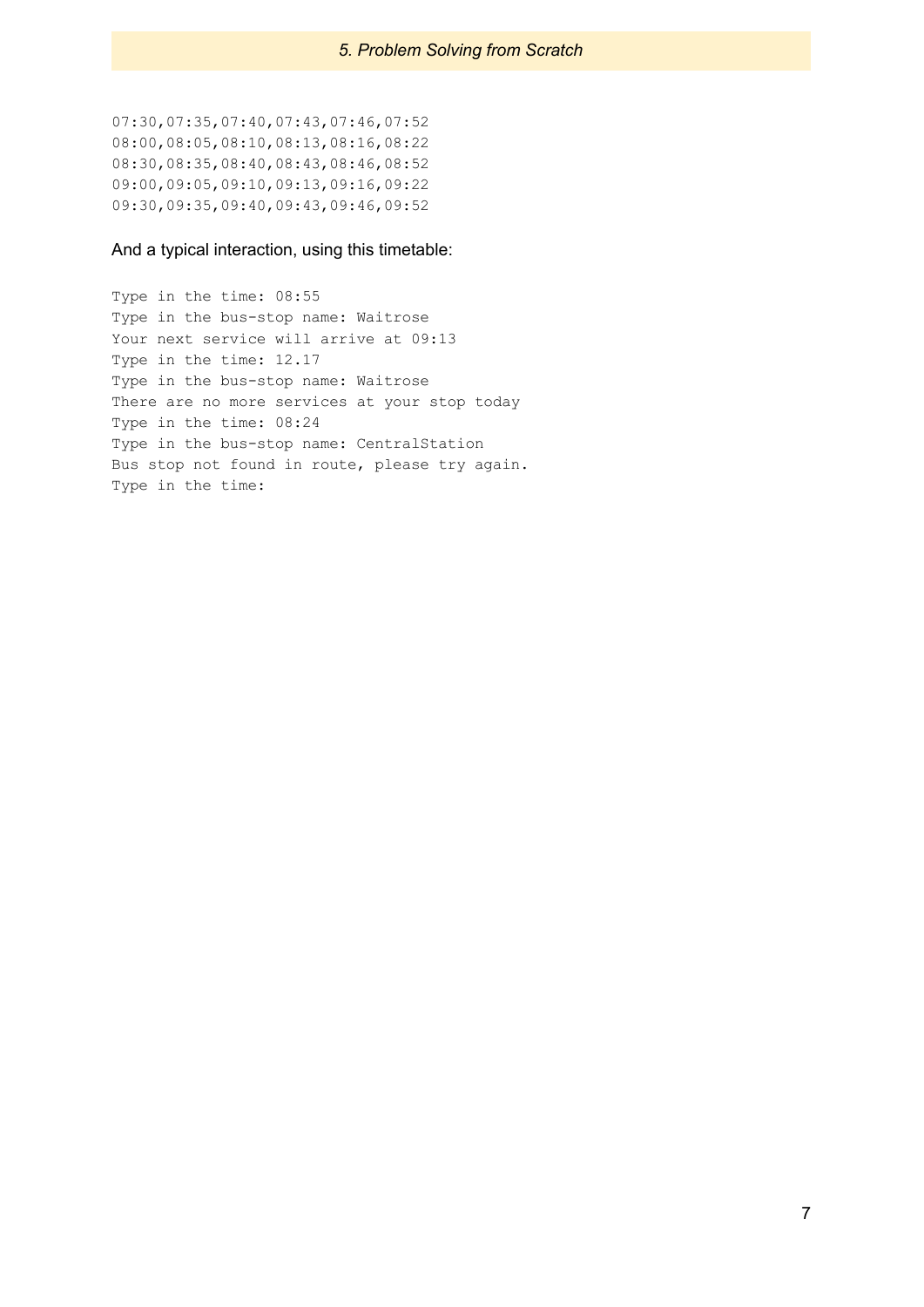```
07:30,07:35,07:40,07:43,07:46,07:52
08:00,08:05,08:10,08:13,08:16,08:22
08:30,08:35,08:40,08:43,08:46,08:52
09:00,09:05,09:10,09:13,09:16,09:22
09:30,09:35,09:40,09:43,09:46,09:52
```

And a typical interaction, using this timetable:

```
Type in the time: 08:55
Type in the bus-stop name: Waitrose
Your next service will arrive at 09:13
Type in the time: 12.17
Type in the bus-stop name: Waitrose
There are no more services at your stop today
Type in the time: 08:24
Type in the bus-stop name: CentralStation
Bus stop not found in route, please try again.
Type in the time:
```